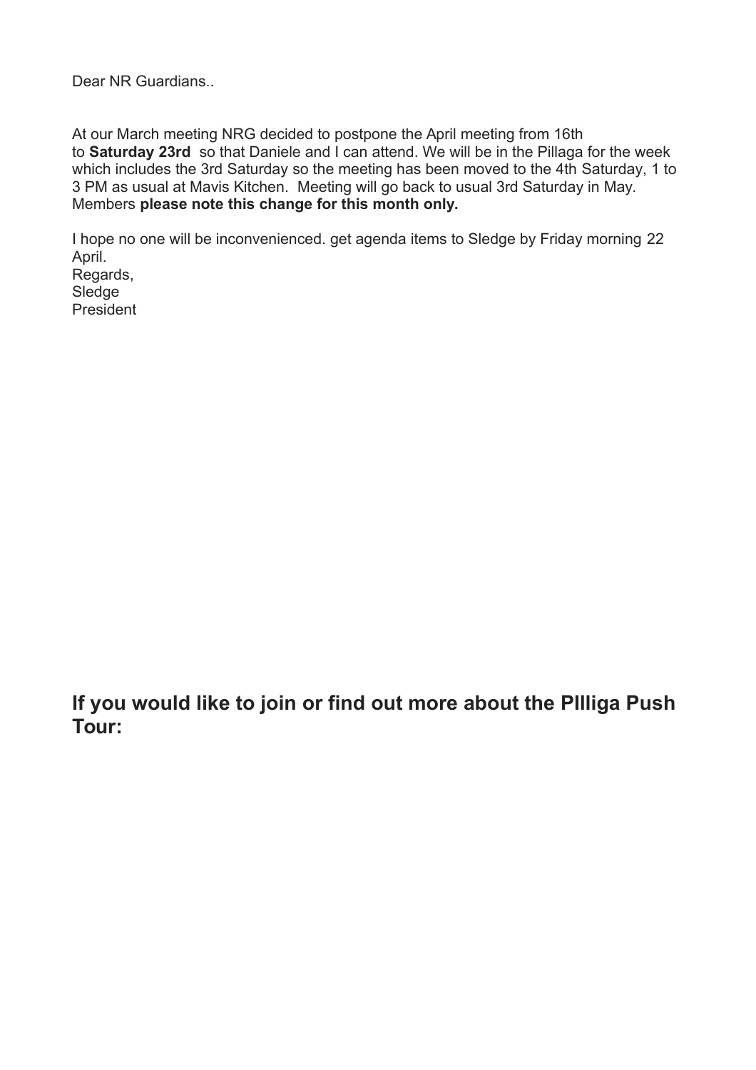Dear NR Guardians..

At our March meeting NRG decided to postpone the April meeting from 16th to **Saturday 23rd** so that Daniele and I can attend. We will be in the Pillaga for the week which includes the 3rd Saturday so the meeting has been moved to the 4th Saturday, 1 to 3 PM as usual at Mavis Kitchen. Meeting will go back to usual 3rd Saturday in May. Members **please note this change for this month only.**

I hope no one will be inconvenienced. get agenda items to Sledge by Friday morning 22 April.
Regards,
Sledge
President

## If you would like to join or find out more about the PIlliga Push Tour: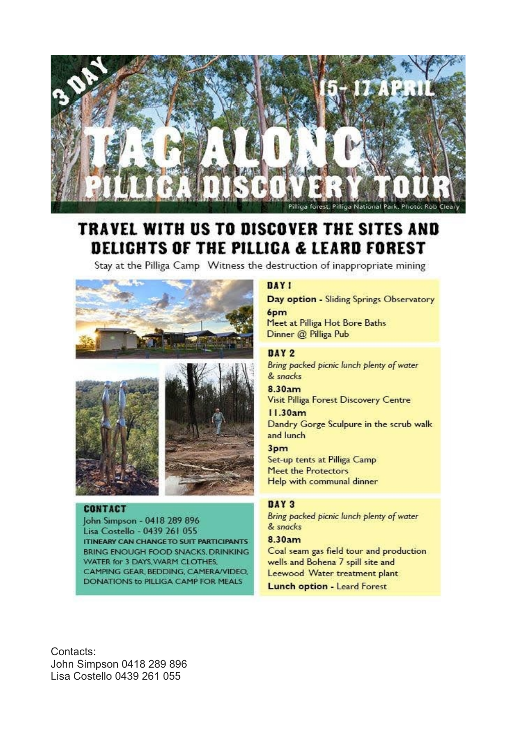# 3 DAY TAG ALONG PILLIGA DISCOVERY TOUR

15- 17 APRIL

Pilliga forest, Pilliga National Park. Photo: Rob Cleary

## TRAVEL WITH US TO DISCOVER THE SITES AND DELIGHTS OF THE PILLIGA & LEARD FOREST

Stay at the Pilliga Camp Witness the destruction of inappropriate mining

### DAY 1

**Day option -** Sliding Springs Observatory

**6pm**
Meet at Pilliga Hot Bore Baths
Dinner @ Pilliga Pub

### DAY 2

*Bring packed picnic lunch plenty of water & snacks*

**8.30am**
Visit Pilliga Forest Discovery Centre

**11.30am**
Dandry Gorge Sculpure in the scrub walk and lunch

**3pm**
Set-up tents at Pilliga Camp
Meet the Protectors
Help with communal dinner

### DAY 3

*Bring packed picnic lunch plenty of water & snacks*

**8.30am**
Coal seam gas field tour and production wells and Bohena 7 spill site and Leewood Water treatment plant

**Lunch option -** Leard Forest

### CONTACT

John Simpson - 0418 289 896
Lisa Costello - 0439 261 055

ITINEARY CAN CHANGE TO SUIT PARTICIPANTS
BRING ENOUGH FOOD SNACKS, DRINKING WATER for 3 DAYS, WARM CLOTHES, CAMPING GEAR, BEDDING, CAMERA/VIDEO, DONATIONS to PILLIGA CAMP FOR MEALS

Contacts:
John Simpson 0418 289 896
Lisa Costello 0439 261 055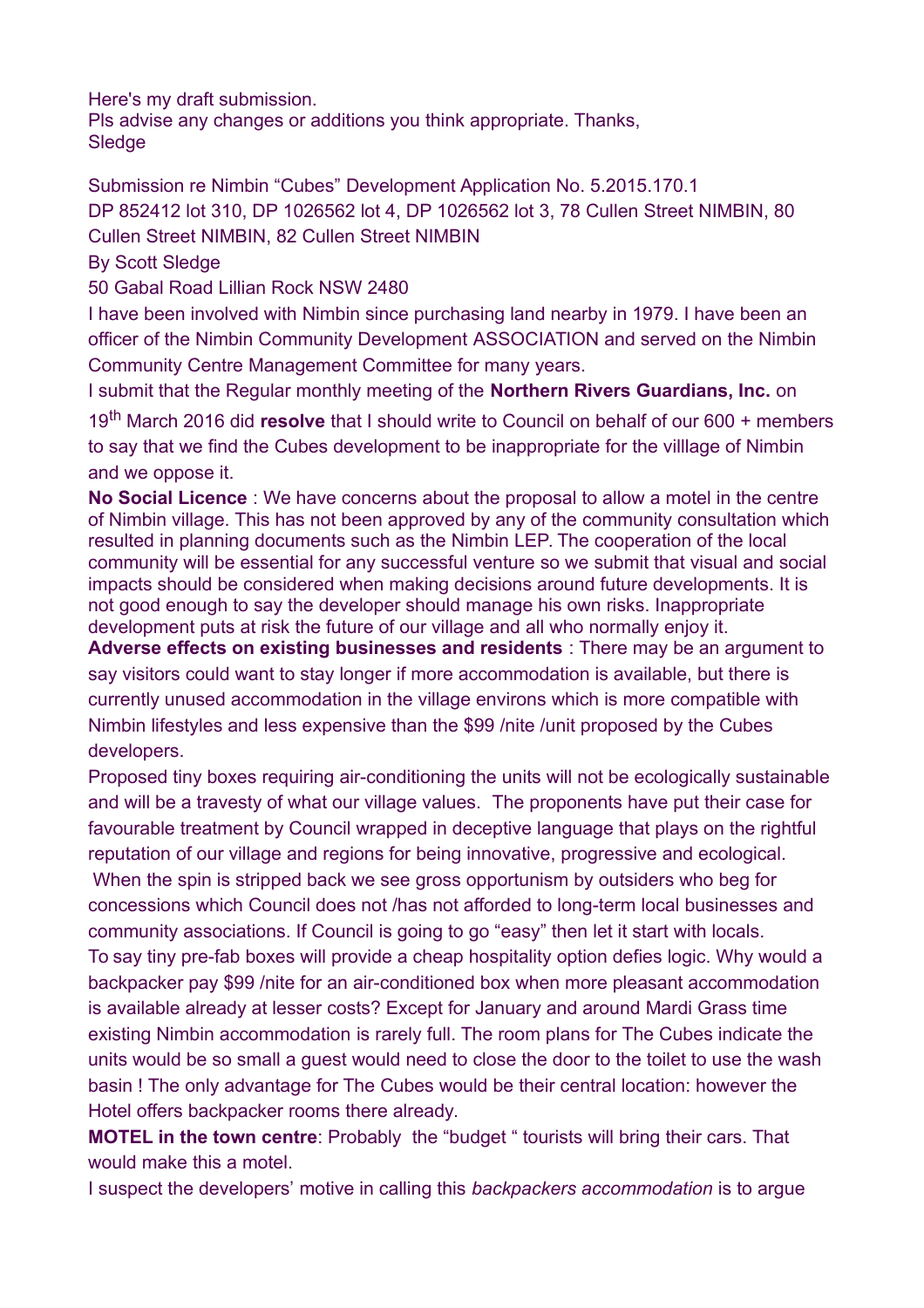Here's my draft submission.
Pls advise any changes or additions you think appropriate. Thanks,
Sledge

Submission re Nimbin "Cubes" Development Application No. 5.2015.170.1
DP 852412 lot 310, DP 1026562 lot 4, DP 1026562 lot 3, 78 Cullen Street NIMBIN, 80 Cullen Street NIMBIN, 82 Cullen Street NIMBIN
By Scott Sledge
50 Gabal Road Lillian Rock NSW 2480

I have been involved with Nimbin since purchasing land nearby in 1979. I have been an officer of the Nimbin Community Development ASSOCIATION and served on the Nimbin Community Centre Management Committee for many years.

I submit that the Regular monthly meeting of the **Northern Rivers Guardians, Inc.** on 19th March 2016 did **resolve** that I should write to Council on behalf of our 600 + members to say that we find the Cubes development to be inappropriate for the villlage of Nimbin and we oppose it.

**No Social Licence** : We have concerns about the proposal to allow a motel in the centre of Nimbin village. This has not been approved by any of the community consultation which resulted in planning documents such as the Nimbin LEP. The cooperation of the local community will be essential for any successful venture so we submit that visual and social impacts should be considered when making decisions around future developments. It is not good enough to say the developer should manage his own risks. Inappropriate development puts at risk the future of our village and all who normally enjoy it.

**Adverse effects on existing businesses and residents** : There may be an argument to say visitors could want to stay longer if more accommodation is available, but there is currently unused accommodation in the village environs which is more compatible with Nimbin lifestyles and less expensive than the $99 /nite /unit proposed by the Cubes developers.

Proposed tiny boxes requiring air-conditioning the units will not be ecologically sustainable and will be a travesty of what our village values. The proponents have put their case for favourable treatment by Council wrapped in deceptive language that plays on the rightful reputation of our village and regions for being innovative, progressive and ecological. When the spin is stripped back we see gross opportunism by outsiders who beg for concessions which Council does not /has not afforded to long-term local businesses and community associations. If Council is going to go "easy" then let it start with locals.

To say tiny pre-fab boxes will provide a cheap hospitality option defies logic. Why would a backpacker pay $99 /nite for an air-conditioned box when more pleasant accommodation is available already at lesser costs? Except for January and around Mardi Grass time existing Nimbin accommodation is rarely full. The room plans for The Cubes indicate the units would be so small a guest would need to close the door to the toilet to use the wash basin ! The only advantage for The Cubes would be their central location: however the Hotel offers backpacker rooms there already.

**MOTEL in the town centre**: Probably the "budget " tourists will bring their cars. That would make this a motel.

I suspect the developers' motive in calling this *backpackers accommodation* is to argue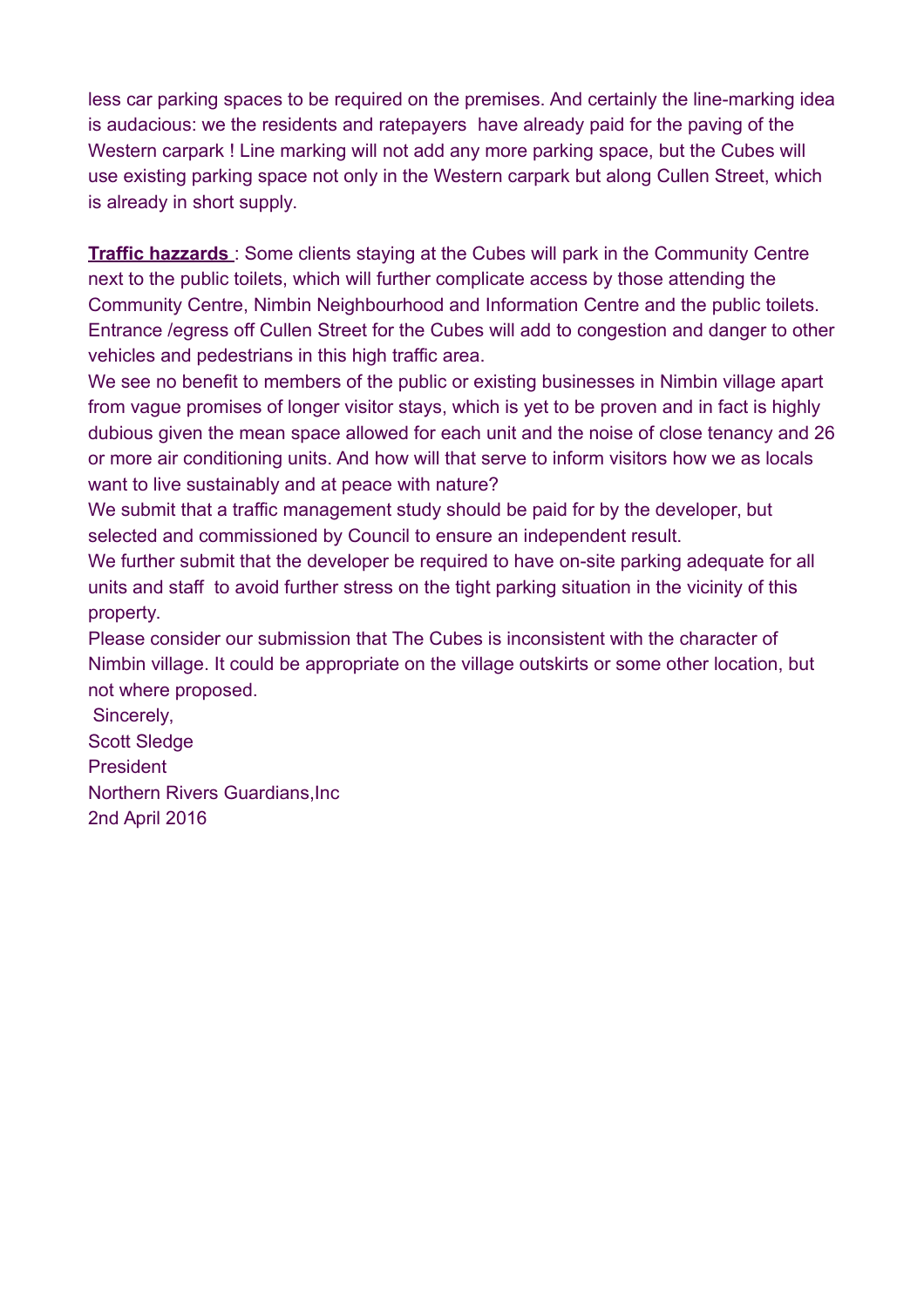less car parking spaces to be required on the premises. And certainly the line-marking idea is audacious: we the residents and ratepayers have already paid for the paving of the Western carpark ! Line marking will not add any more parking space, but the Cubes will use existing parking space not only in the Western carpark but along Cullen Street, which is already in short supply.

**Traffic hazzards** : Some clients staying at the Cubes will park in the Community Centre next to the public toilets, which will further complicate access by those attending the Community Centre, Nimbin Neighbourhood and Information Centre and the public toilets. Entrance /egress off Cullen Street for the Cubes will add to congestion and danger to other vehicles and pedestrians in this high traffic area.

We see no benefit to members of the public or existing businesses in Nimbin village apart from vague promises of longer visitor stays, which is yet to be proven and in fact is highly dubious given the mean space allowed for each unit and the noise of close tenancy and 26 or more air conditioning units. And how will that serve to inform visitors how we as locals want to live sustainably and at peace with nature?

We submit that a traffic management study should be paid for by the developer, but selected and commissioned by Council to ensure an independent result.

We further submit that the developer be required to have on-site parking adequate for all units and staff to avoid further stress on the tight parking situation in the vicinity of this property.

Please consider our submission that The Cubes is inconsistent with the character of Nimbin village. It could be appropriate on the village outskirts or some other location, but not where proposed.

Sincerely,
Scott Sledge
President
Northern Rivers Guardians,Inc
2nd April 2016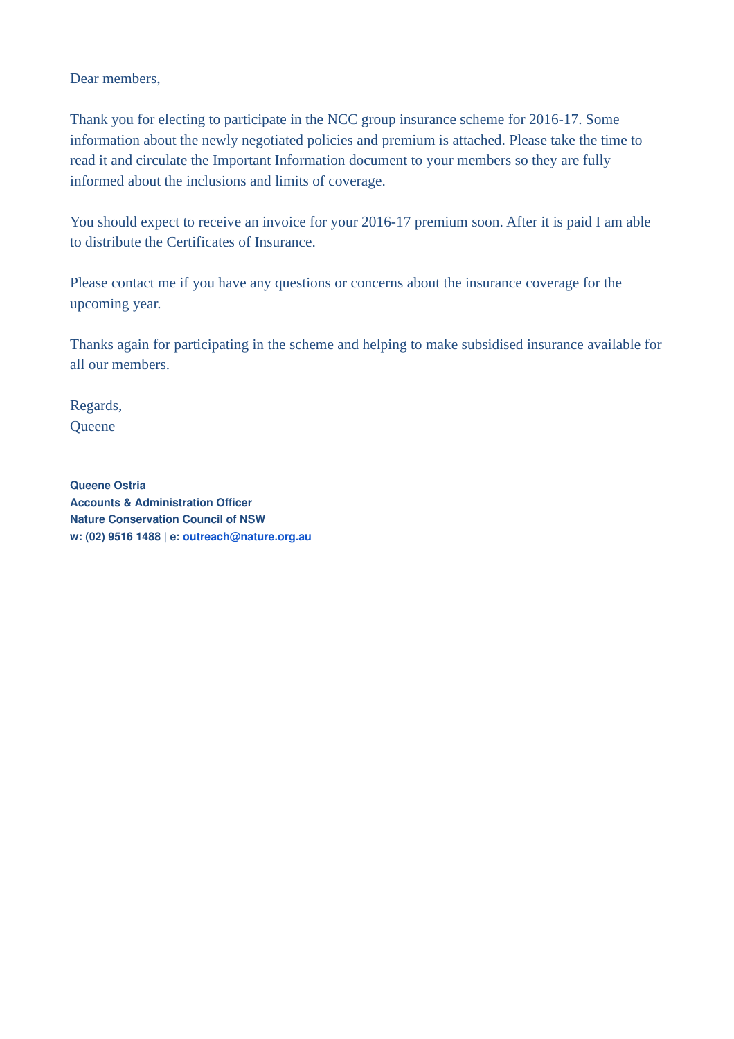Dear members,

Thank you for electing to participate in the NCC group insurance scheme for 2016-17. Some information about the newly negotiated policies and premium is attached. Please take the time to read it and circulate the Important Information document to your members so they are fully informed about the inclusions and limits of coverage.

You should expect to receive an invoice for your 2016-17 premium soon. After it is paid I am able to distribute the Certificates of Insurance.

Please contact me if you have any questions or concerns about the insurance coverage for the upcoming year.

Thanks again for participating in the scheme and helping to make subsidised insurance available for all our members.

Regards,
Queene

**Queene Ostria**
**Accounts & Administration Officer**
**Nature Conservation Council of NSW**
**w: (02) 9516 1488 | e: outreach@nature.org.au**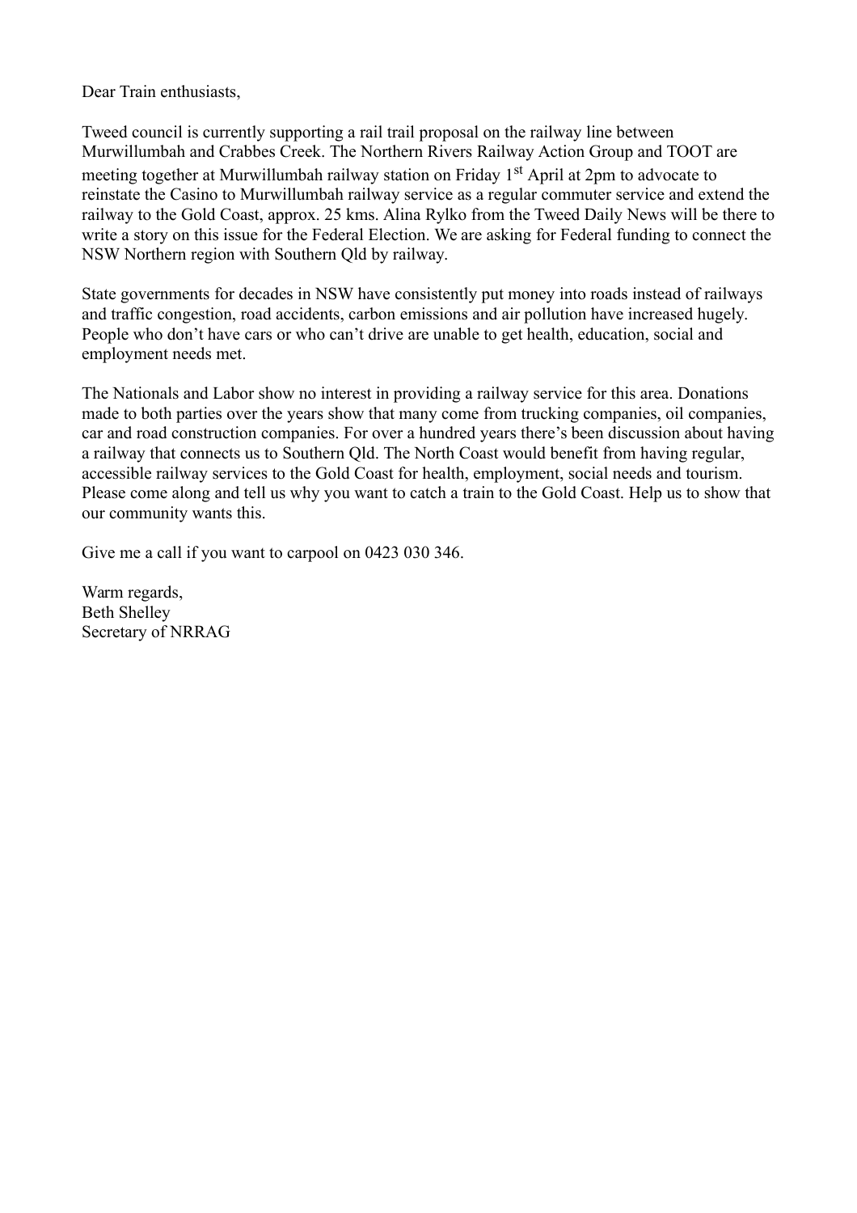Dear Train enthusiasts,

Tweed council is currently supporting a rail trail proposal on the railway line between Murwillumbah and Crabbes Creek. The Northern Rivers Railway Action Group and TOOT are meeting together at Murwillumbah railway station on Friday 1st April at 2pm to advocate to reinstate the Casino to Murwillumbah railway service as a regular commuter service and extend the railway to the Gold Coast, approx. 25 kms. Alina Rylko from the Tweed Daily News will be there to write a story on this issue for the Federal Election. We are asking for Federal funding to connect the NSW Northern region with Southern Qld by railway.

State governments for decades in NSW have consistently put money into roads instead of railways and traffic congestion, road accidents, carbon emissions and air pollution have increased hugely. People who don't have cars or who can't drive are unable to get health, education, social and employment needs met.

The Nationals and Labor show no interest in providing a railway service for this area. Donations made to both parties over the years show that many come from trucking companies, oil companies, car and road construction companies. For over a hundred years there's been discussion about having a railway that connects us to Southern Qld. The North Coast would benefit from having regular, accessible railway services to the Gold Coast for health, employment, social needs and tourism. Please come along and tell us why you want to catch a train to the Gold Coast. Help us to show that our community wants this.

Give me a call if you want to carpool on 0423 030 346.

Warm regards,
Beth Shelley
Secretary of NRRAG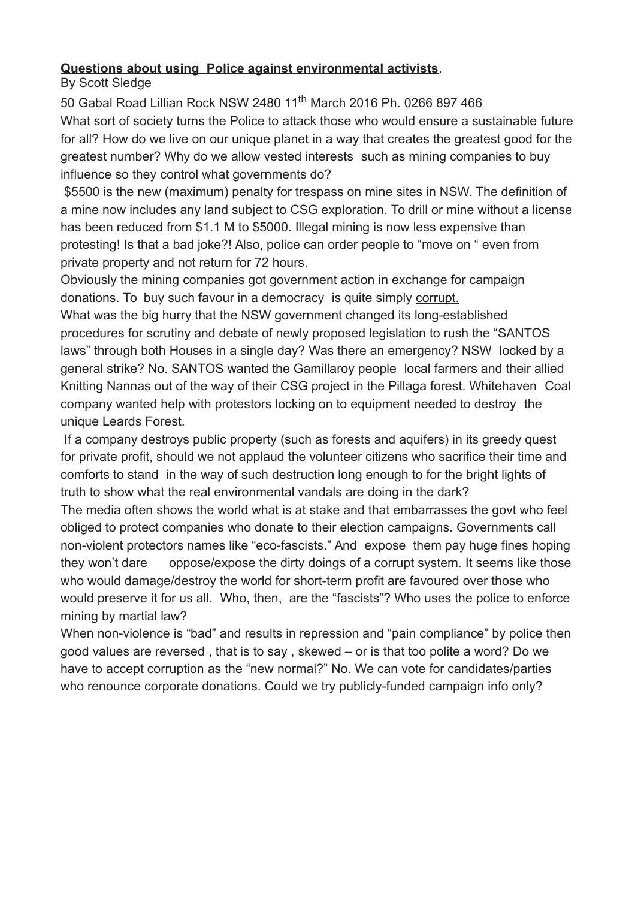**Questions about using Police against environmental activists**.

By Scott Sledge

50 Gabal Road Lillian Rock NSW 2480 11th March 2016 Ph. 0266 897 466

What sort of society turns the Police to attack those who would ensure a sustainable future for all? How do we live on our unique planet in a way that creates the greatest good for the greatest number? Why do we allow vested interests such as mining companies to buy influence so they control what governments do?

$5500 is the new (maximum) penalty for trespass on mine sites in NSW. The definition of a mine now includes any land subject to CSG exploration. To drill or mine without a license has been reduced from $1.1 M to $5000. Illegal mining is now less expensive than protesting! Is that a bad joke?! Also, police can order people to "move on " even from private property and not return for 72 hours.

Obviously the mining companies got government action in exchange for campaign donations. To buy such favour in a democracy is quite simply corrupt.

What was the big hurry that the NSW government changed its long-established procedures for scrutiny and debate of newly proposed legislation to rush the "SANTOS laws" through both Houses in a single day? Was there an emergency? NSW locked by a general strike? No. SANTOS wanted the Gamillaroy people local farmers and their allied Knitting Nannas out of the way of their CSG project in the Pillaga forest. Whitehaven Coal company wanted help with protestors locking on to equipment needed to destroy the unique Leards Forest.

If a company destroys public property (such as forests and aquifers) in its greedy quest for private profit, should we not applaud the volunteer citizens who sacrifice their time and comforts to stand in the way of such destruction long enough to for the bright lights of truth to show what the real environmental vandals are doing in the dark?

The media often shows the world what is at stake and that embarrasses the govt who feel obliged to protect companies who donate to their election campaigns. Governments call non-violent protectors names like "eco-fascists." And expose them pay huge fines hoping they won't dare oppose/expose the dirty doings of a corrupt system. It seems like those who would damage/destroy the world for short-term profit are favoured over those who would preserve it for us all. Who, then, are the "fascists"? Who uses the police to enforce mining by martial law?

When non-violence is "bad" and results in repression and "pain compliance" by police then good values are reversed , that is to say , skewed – or is that too polite a word? Do we have to accept corruption as the "new normal?" No. We can vote for candidates/parties who renounce corporate donations. Could we try publicly-funded campaign info only?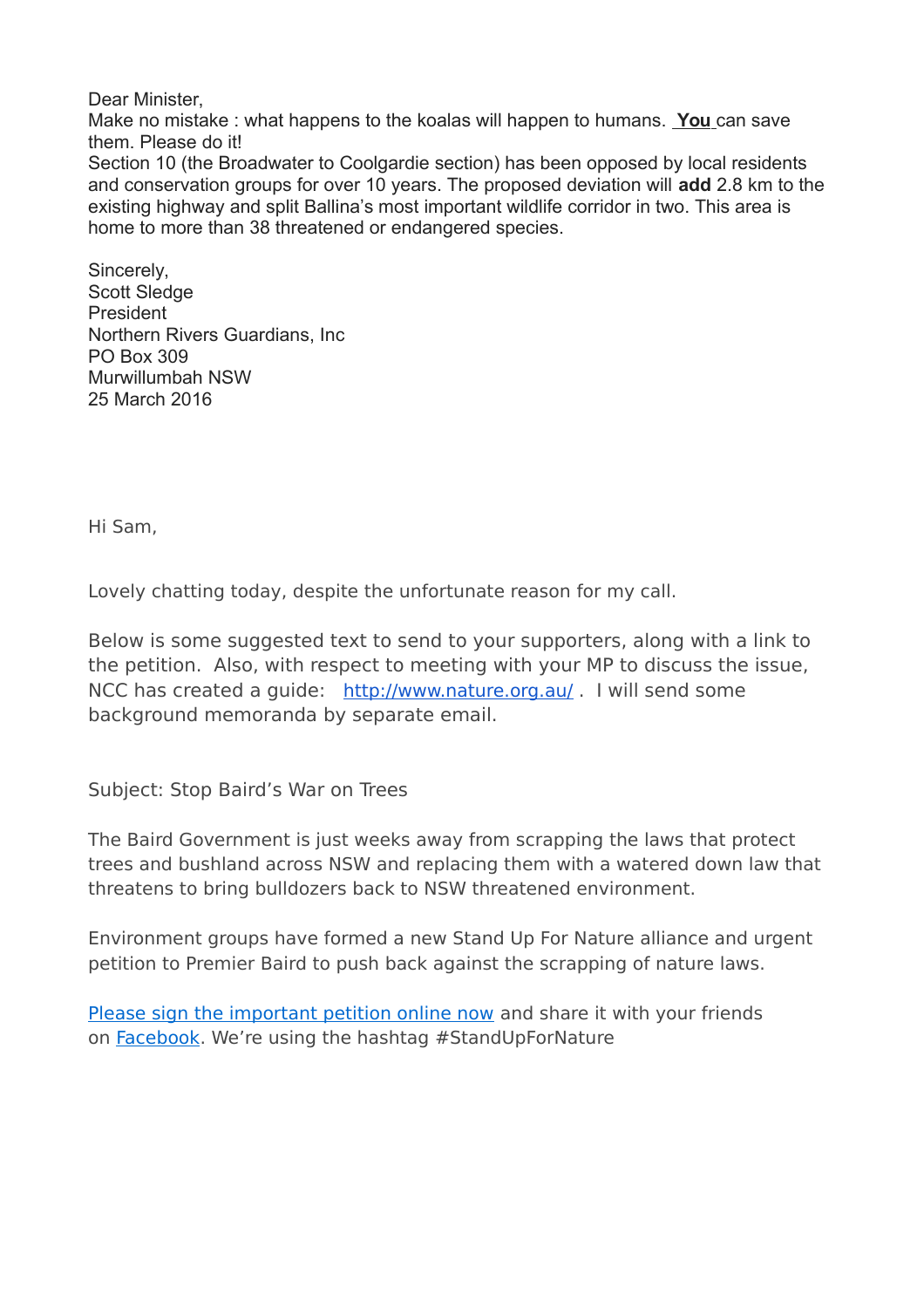Dear Minister,
Make no mistake : what happens to the koalas will happen to humans. **You** can save them. Please do it!
Section 10 (the Broadwater to Coolgardie section) has been opposed by local residents and conservation groups for over 10 years. The proposed deviation will **add** 2.8 km to the existing highway and split Ballina's most important wildlife corridor in two. This area is home to more than 38 threatened or endangered species.

Sincerely,
Scott Sledge
President
Northern Rivers Guardians, Inc
PO Box 309
Murwillumbah NSW
25 March 2016

Hi Sam,

Lovely chatting today, despite the unfortunate reason for my call.

Below is some suggested text to send to your supporters, along with a link to the petition. Also, with respect to meeting with your MP to discuss the issue, NCC has created a guide: [http://www.nature.org.au/](http://www.nature.org.au/) . I will send some background memoranda by separate email.

Subject: Stop Baird's War on Trees

The Baird Government is just weeks away from scrapping the laws that protect trees and bushland across NSW and replacing them with a watered down law that threatens to bring bulldozers back to NSW threatened environment.

Environment groups have formed a new Stand Up For Nature alliance and urgent petition to Premier Baird to push back against the scrapping of nature laws.

Please sign the important petition online now and share it with your friends on Facebook. We're using the hashtag #StandUpForNature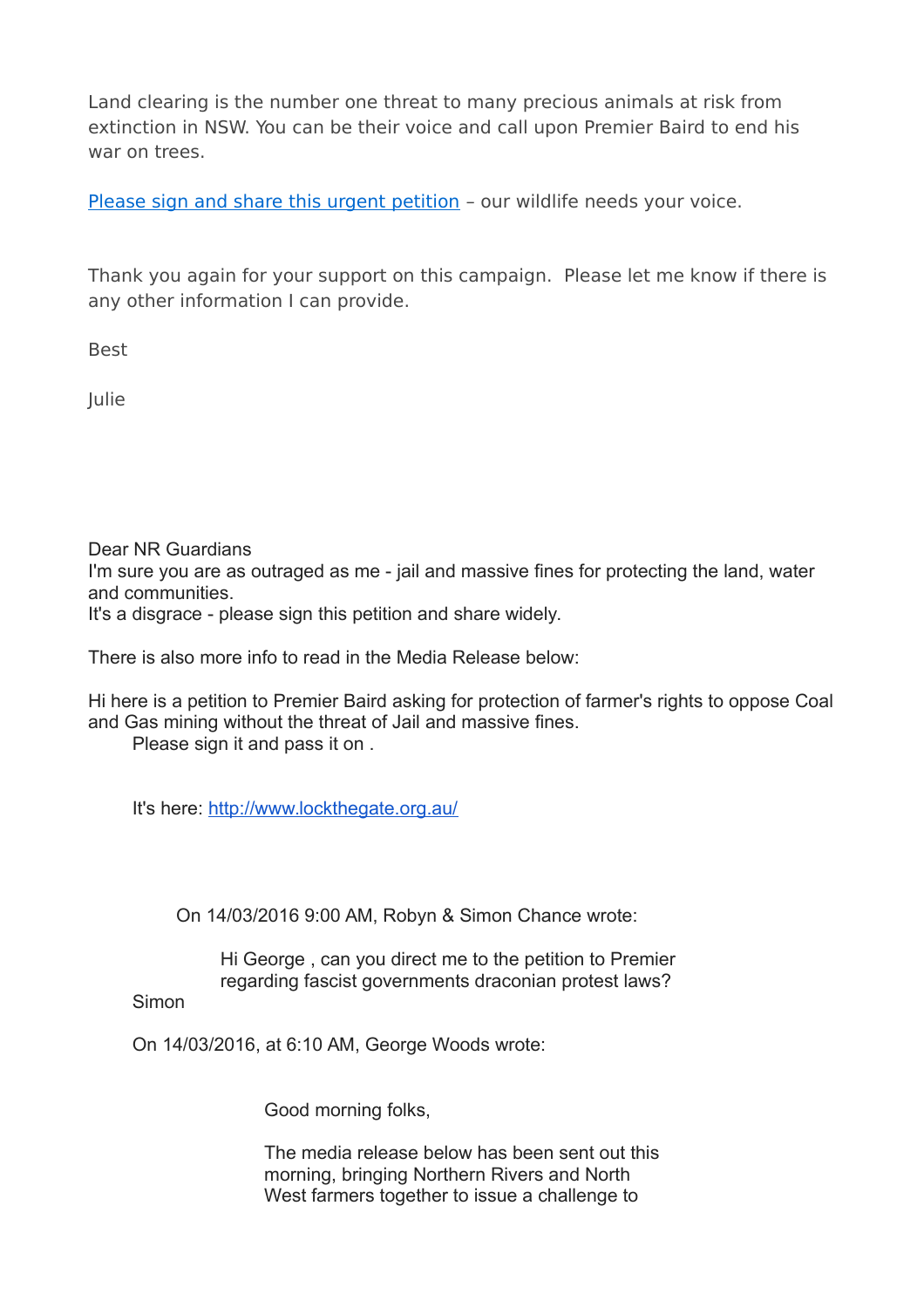Land clearing is the number one threat to many precious animals at risk from extinction in NSW. You can be their voice and call upon Premier Baird to end his war on trees.

[Please sign and share this urgent petition](#) – our wildlife needs your voice.

Thank you again for your support on this campaign. Please let me know if there is any other information I can provide.

Best

Julie

Dear NR Guardians
I'm sure you are as outraged as me - jail and massive fines for protecting the land, water and communities.
It's a disgrace - please sign this petition and share widely.

There is also more info to read in the Media Release below:

Hi here is a petition to Premier Baird asking for protection of farmer's rights to oppose Coal and Gas mining without the threat of Jail and massive fines.

> Please sign it and pass it on .
>
> It's here: [http://www.lockthegate.org.au/](http://www.lockthegate.org.au/)
>
> > On 14/03/2016 9:00 AM, Robyn & Simon Chance wrote:
> >
> > > Hi George , can you direct me to the petition to Premier regarding fascist governments draconian protest laws?
>
> Simon
>
> On 14/03/2016, at 6:10 AM, George Woods wrote:
>
> > Good morning folks,
> >
> > The media release below has been sent out this morning, bringing Northern Rivers and North West farmers together to issue a challenge to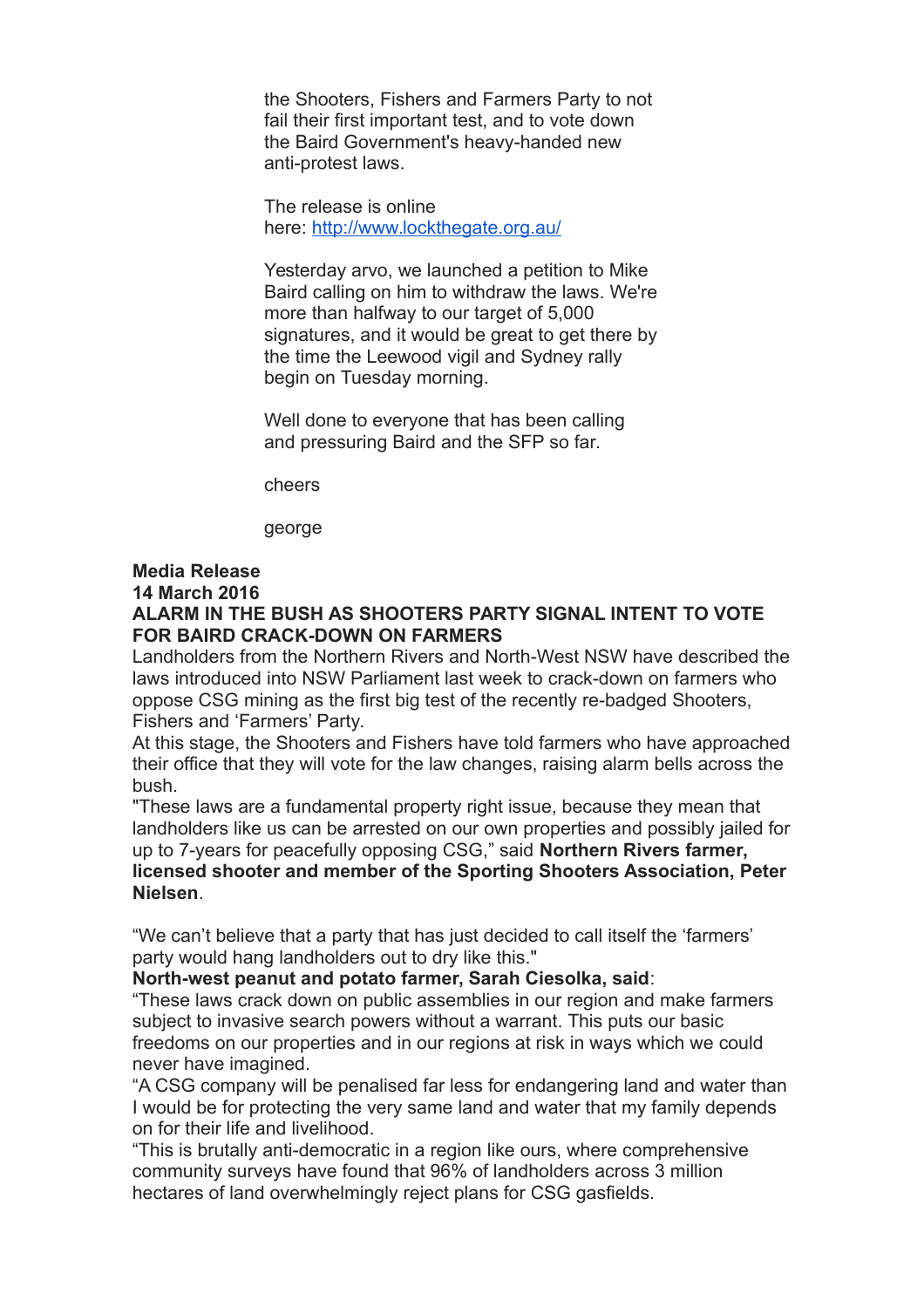the Shooters, Fishers and Farmers Party to not fail their first important test, and to vote down the Baird Government's heavy-handed new anti-protest laws.

The release is online here: [http://www.lockthegate.org.au/](http://www.lockthegate.org.au/)

Yesterday arvo, we launched a petition to Mike Baird calling on him to withdraw the laws. We're more than halfway to our target of 5,000 signatures, and it would be great to get there by the time the Leewood vigil and Sydney rally begin on Tuesday morning.

Well done to everyone that has been calling and pressuring Baird and the SFP so far.

cheers

george

**Media Release**
**14 March 2016**
**ALARM IN THE BUSH AS SHOOTERS PARTY SIGNAL INTENT TO VOTE FOR BAIRD CRACK-DOWN ON FARMERS**

Landholders from the Northern Rivers and North-West NSW have described the laws introduced into NSW Parliament last week to crack-down on farmers who oppose CSG mining as the first big test of the recently re-badged Shooters, Fishers and 'Farmers' Party.

At this stage, the Shooters and Fishers have told farmers who have approached their office that they will vote for the law changes, raising alarm bells across the bush.

"These laws are a fundamental property right issue, because they mean that landholders like us can be arrested on our own properties and possibly jailed for up to 7-years for peacefully opposing CSG," said **Northern Rivers farmer, licensed shooter and member of the Sporting Shooters Association, Peter Nielsen**.

"We can't believe that a party that has just decided to call itself the 'farmers' party would hang landholders out to dry like this."

**North-west peanut and potato farmer, Sarah Ciesolka, said**:

"These laws crack down on public assemblies in our region and make farmers subject to invasive search powers without a warrant. This puts our basic freedoms on our properties and in our regions at risk in ways which we could never have imagined.

"A CSG company will be penalised far less for endangering land and water than I would be for protecting the very same land and water that my family depends on for their life and livelihood.

"This is brutally anti-democratic in a region like ours, where comprehensive community surveys have found that 96% of landholders across 3 million hectares of land overwhelmingly reject plans for CSG gasfields.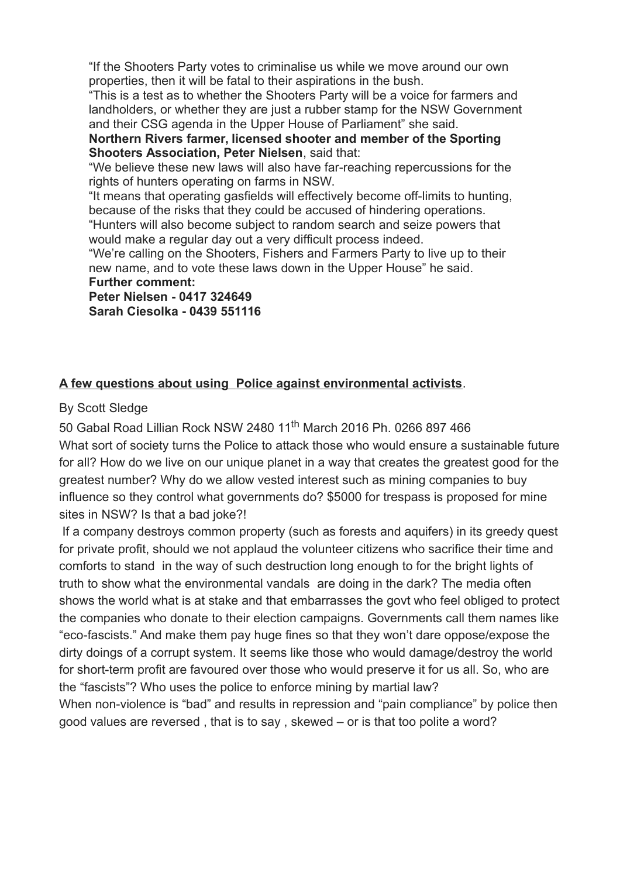"If the Shooters Party votes to criminalise us while we move around our own properties, then it will be fatal to their aspirations in the bush.

"This is a test as to whether the Shooters Party will be a voice for farmers and landholders, or whether they are just a rubber stamp for the NSW Government and their CSG agenda in the Upper House of Parliament" she said.

**Northern Rivers farmer, licensed shooter and member of the Sporting Shooters Association, Peter Nielsen**, said that:

"We believe these new laws will also have far-reaching repercussions for the rights of hunters operating on farms in NSW.

"It means that operating gasfields will effectively become off-limits to hunting, because of the risks that they could be accused of hindering operations.

"Hunters will also become subject to random search and seize powers that would make a regular day out a very difficult process indeed.

"We're calling on the Shooters, Fishers and Farmers Party to live up to their new name, and to vote these laws down in the Upper House" he said.

**Further comment:**
**Peter Nielsen - 0417 324649**
**Sarah Ciesolka - 0439 551116**

## A few questions about using Police against environmental activists.

By Scott Sledge

50 Gabal Road Lillian Rock NSW 2480 11th March 2016 Ph. 0266 897 466

What sort of society turns the Police to attack those who would ensure a sustainable future for all? How do we live on our unique planet in a way that creates the greatest good for the greatest number? Why do we allow vested interest such as mining companies to buy influence so they control what governments do? $5000 for trespass is proposed for mine sites in NSW? Is that a bad joke?!

If a company destroys common property (such as forests and aquifers) in its greedy quest for private profit, should we not applaud the volunteer citizens who sacrifice their time and comforts to stand in the way of such destruction long enough to for the bright lights of truth to show what the environmental vandals are doing in the dark? The media often shows the world what is at stake and that embarrasses the govt who feel obliged to protect the companies who donate to their election campaigns. Governments call them names like "eco-fascists." And make them pay huge fines so that they won't dare oppose/expose the dirty doings of a corrupt system. It seems like those who would damage/destroy the world for short-term profit are favoured over those who would preserve it for us all. So, who are the "fascists"? Who uses the police to enforce mining by martial law?

When non-violence is "bad" and results in repression and "pain compliance" by police then good values are reversed , that is to say , skewed – or is that too polite a word?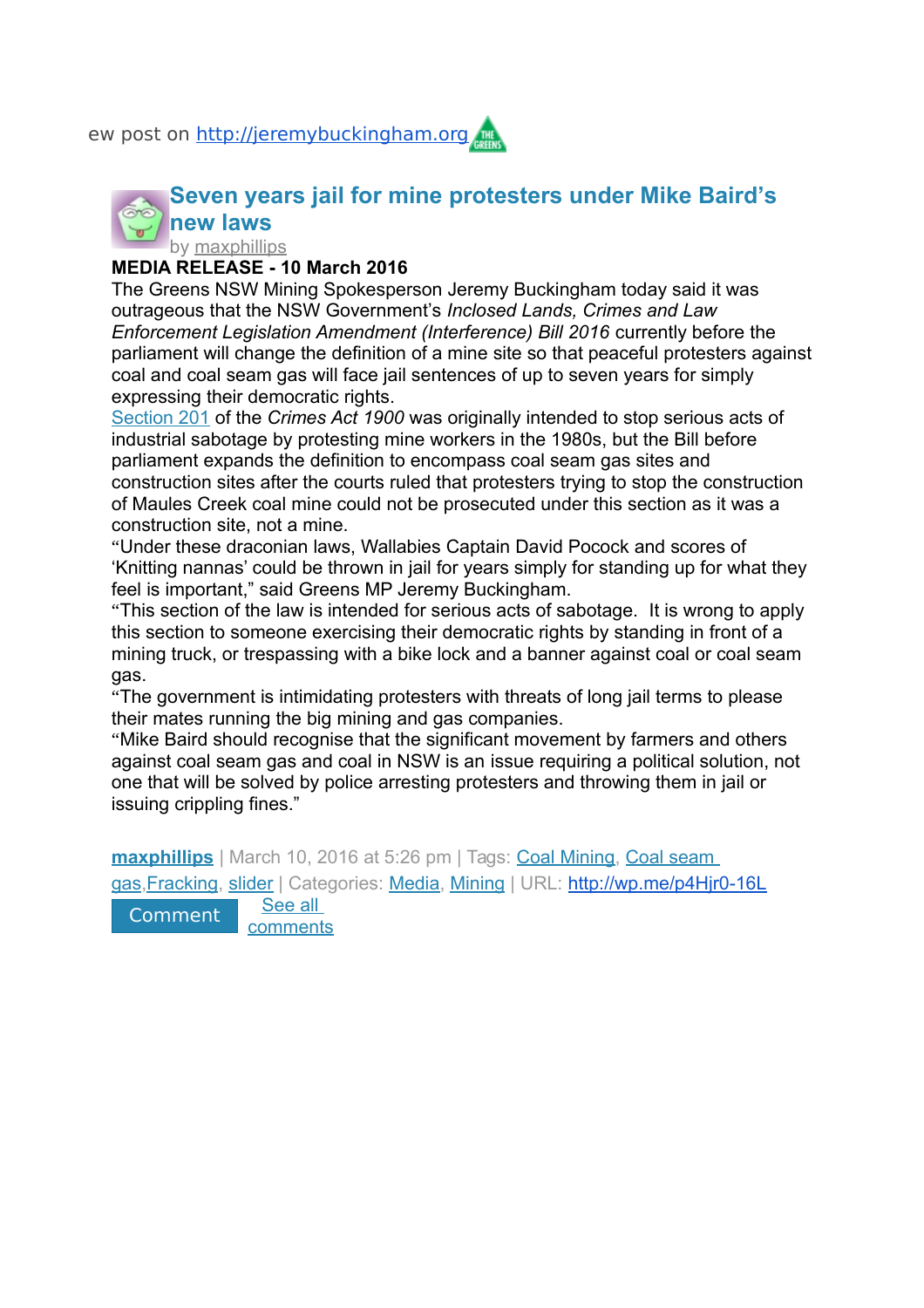ew post on http://jeremybuckingham.org

## Seven years jail for mine protesters under Mike Baird's new laws

by maxphillips

**MEDIA RELEASE - 10 March 2016**

The Greens NSW Mining Spokesperson Jeremy Buckingham today said it was outrageous that the NSW Government's *Inclosed Lands, Crimes and Law Enforcement Legislation Amendment (Interference) Bill 2016* currently before the parliament will change the definition of a mine site so that peaceful protesters against coal and coal seam gas will face jail sentences of up to seven years for simply expressing their democratic rights.

Section 201 of the *Crimes Act 1900* was originally intended to stop serious acts of industrial sabotage by protesting mine workers in the 1980s, but the Bill before parliament expands the definition to encompass coal seam gas sites and construction sites after the courts ruled that protesters trying to stop the construction of Maules Creek coal mine could not be prosecuted under this section as it was a construction site, not a mine.

"Under these draconian laws, Wallabies Captain David Pocock and scores of 'Knitting nannas' could be thrown in jail for years simply for standing up for what they feel is important," said Greens MP Jeremy Buckingham.

"This section of the law is intended for serious acts of sabotage. It is wrong to apply this section to someone exercising their democratic rights by standing in front of a mining truck, or trespassing with a bike lock and a banner against coal or coal seam gas.

"The government is intimidating protesters with threats of long jail terms to please their mates running the big mining and gas companies.

"Mike Baird should recognise that the significant movement by farmers and others against coal seam gas and coal in NSW is an issue requiring a political solution, not one that will be solved by police arresting protesters and throwing them in jail or issuing crippling fines."

**maxphillips** | March 10, 2016 at 5:26 pm | Tags: Coal Mining, Coal seam gas, Fracking, slider | Categories: Media, Mining | URL: http://wp.me/p4Hjr0-16L

Comment   See all comments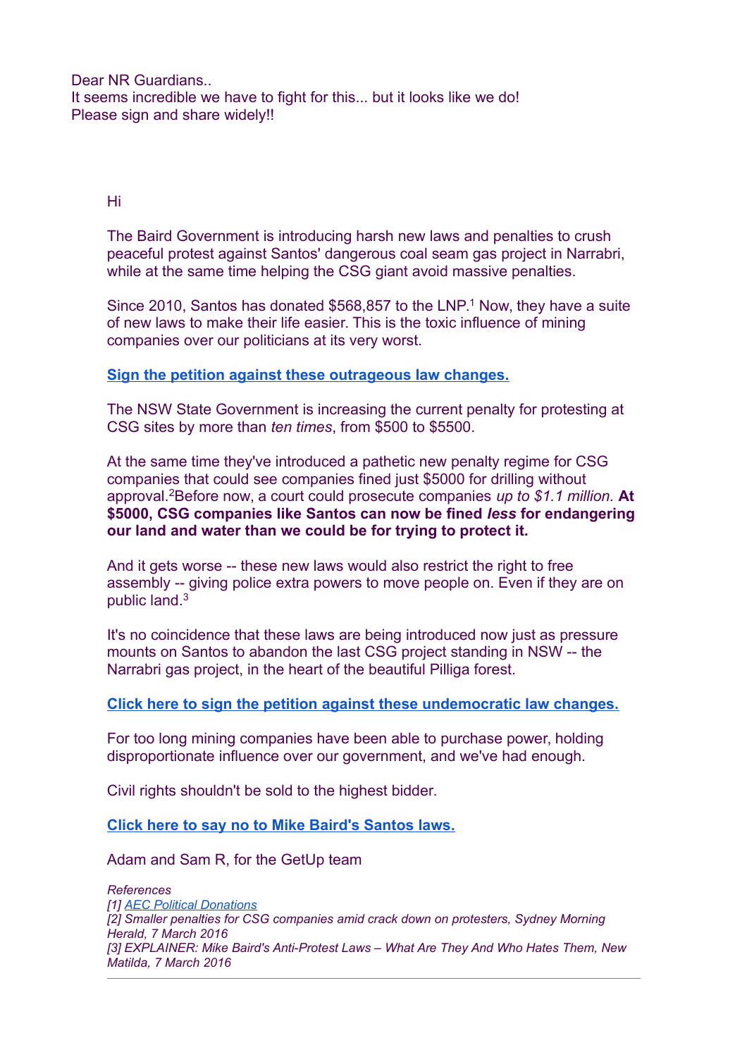Dear NR Guardians..
It seems incredible we have to fight for this... but it looks like we do!
Please sign and share widely!!

Hi

The Baird Government is introducing harsh new laws and penalties to crush peaceful protest against Santos' dangerous coal seam gas project in Narrabri, while at the same time helping the CSG giant avoid massive penalties.

Since 2010, Santos has donated $568,857 to the LNP.[1] Now, they have a suite of new laws to make their life easier. This is the toxic influence of mining companies over our politicians at its very worst.

**[Sign the petition against these outrageous law changes.]**

The NSW State Government is increasing the current penalty for protesting at CSG sites by more than *ten times*, from $500 to $5500.

At the same time they've introduced a pathetic new penalty regime for CSG companies that could see companies fined just $5000 for drilling without approval.[2]Before now, a court could prosecute companies *up to $1.1 million.* **At $5000, CSG companies like Santos can now be fined *less* for endangering our land and water than we could be for trying to protect it.**

And it gets worse -- these new laws would also restrict the right to free assembly -- giving police extra powers to move people on. Even if they are on public land.[3]

It's no coincidence that these laws are being introduced now just as pressure mounts on Santos to abandon the last CSG project standing in NSW -- the Narrabri gas project, in the heart of the beautiful Pilliga forest.

**[Click here to sign the petition against these undemocratic law changes.]**

For too long mining companies have been able to purchase power, holding disproportionate influence over our government, and we've had enough.

Civil rights shouldn't be sold to the highest bidder.

**[Click here to say no to Mike Baird's Santos laws.]**

Adam and Sam R, for the GetUp team

*References*
*[1] AEC Political Donations*
*[2] Smaller penalties for CSG companies amid crack down on protesters, Sydney Morning Herald, 7 March 2016*
*[3] EXPLAINER: Mike Baird's Anti-Protest Laws – What Are They And Who Hates Them, New Matilda, 7 March 2016*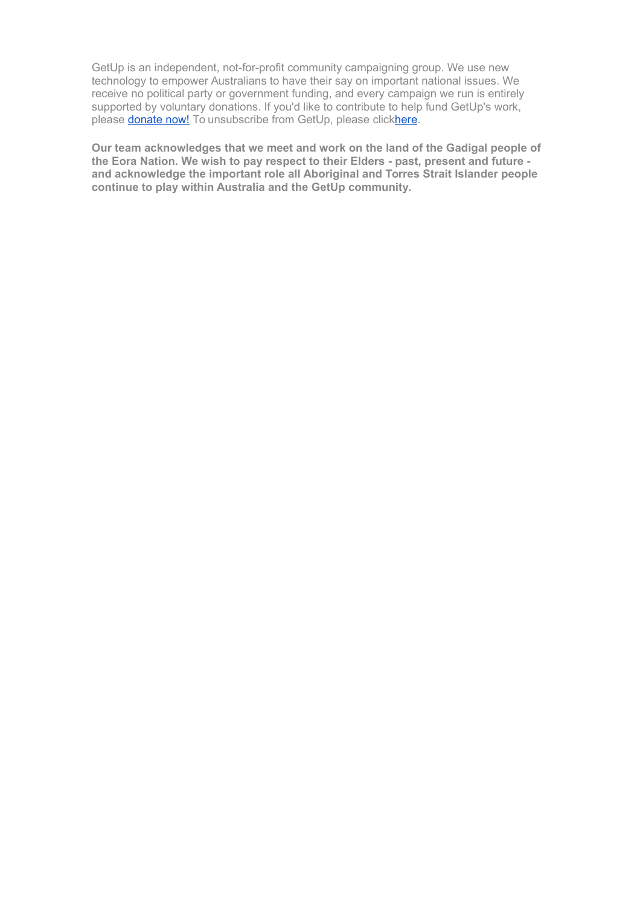GetUp is an independent, not-for-profit community campaigning group. We use new technology to empower Australians to have their say on important national issues. We receive no political party or government funding, and every campaign we run is entirely supported by voluntary donations. If you'd like to contribute to help fund GetUp's work, please donate now! To unsubscribe from GetUp, please clickhere.

**Our team acknowledges that we meet and work on the land of the Gadigal people of the Eora Nation. We wish to pay respect to their Elders - past, present and future - and acknowledge the important role all Aboriginal and Torres Strait Islander people continue to play within Australia and the GetUp community.**